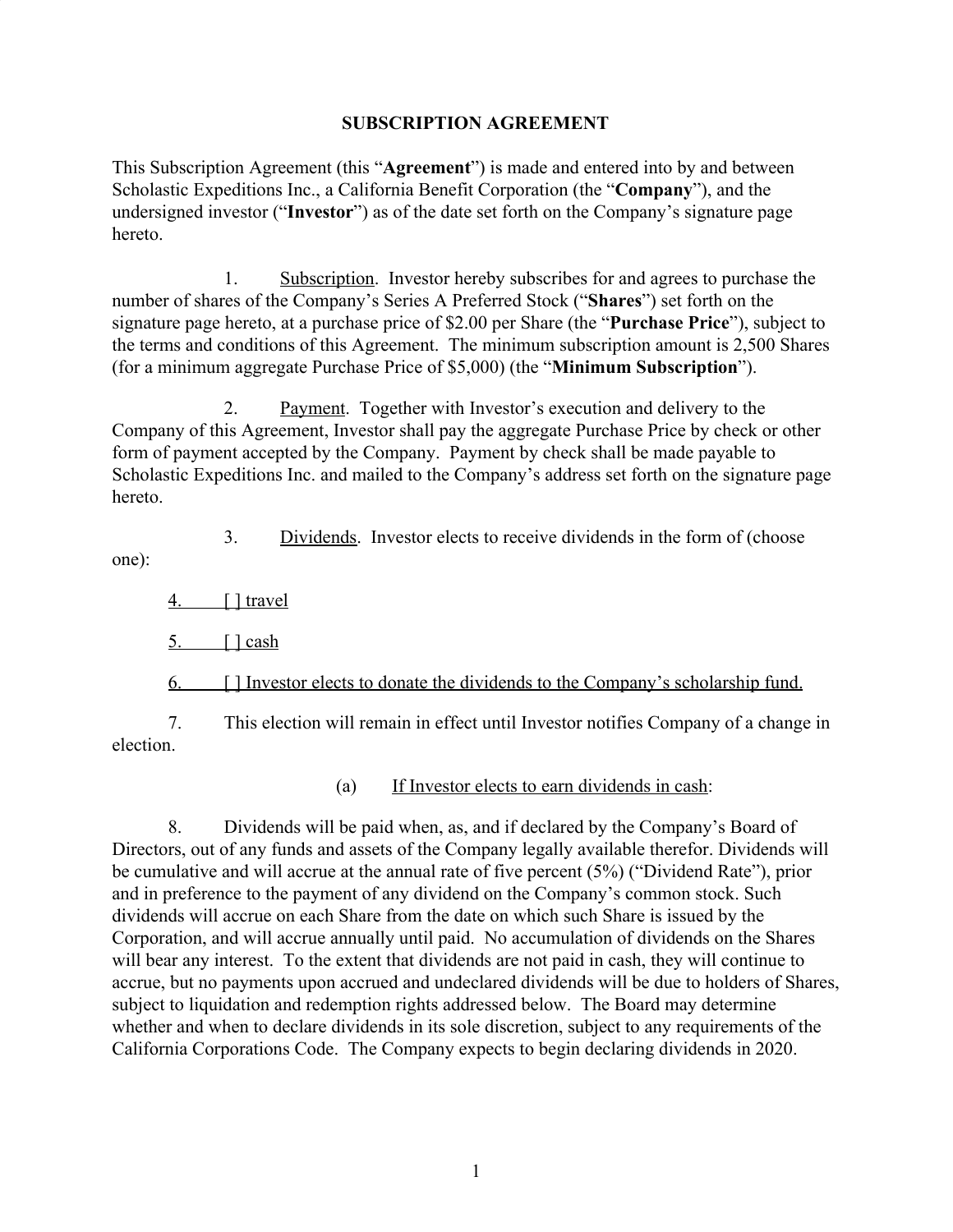# SUBSCRIPTION AGREEMENT

This Subscription Agreement (this "**Agreement**") is made and entered into by and between Scholastic Expeditions Inc., a California Benefit Corporation (the "**Company**"), and the undersigned investor ("**Investor**") as of the date set forth on the Company's signature page hereto.

1. Subscription. Investor hereby subscribes for and agrees to purchase the number of shares of the Company's Series A Preferred Stock ("**Shares**") set forth on the signature page hereto, at a purchase price of $2.00 per Share (the "**Purchase Price**"), subject to the terms and conditions of this Agreement. The minimum subscription amount is 2,500 Shares (for a minimum aggregate Purchase Price of $5,000) (the "**Minimum Subscription**").

2. Payment. Together with Investor's execution and delivery to the Company of this Agreement, Investor shall pay the aggregate Purchase Price by check or other form of payment accepted by the Company. Payment by check shall be made payable to Scholastic Expeditions Inc. and mailed to the Company's address set forth on the signature page hereto.

3. Dividends. Investor elects to receive dividends in the form of (choose one):

4. [ ] travel

5. [ ] cash

6. [ ] Investor elects to donate the dividends to the Company's scholarship fund.

7. This election will remain in effect until Investor notifies Company of a change in election.

(a) If Investor elects to earn dividends in cash:

8. Dividends will be paid when, as, and if declared by the Company's Board of Directors, out of any funds and assets of the Company legally available therefor. Dividends will be cumulative and will accrue at the annual rate of five percent (5%) ("Dividend Rate"), prior and in preference to the payment of any dividend on the Company's common stock. Such dividends will accrue on each Share from the date on which such Share is issued by the Corporation, and will accrue annually until paid. No accumulation of dividends on the Shares will bear any interest. To the extent that dividends are not paid in cash, they will continue to accrue, but no payments upon accrued and undeclared dividends will be due to holders of Shares, subject to liquidation and redemption rights addressed below. The Board may determine whether and when to declare dividends in its sole discretion, subject to any requirements of the California Corporations Code. The Company expects to begin declaring dividends in 2020.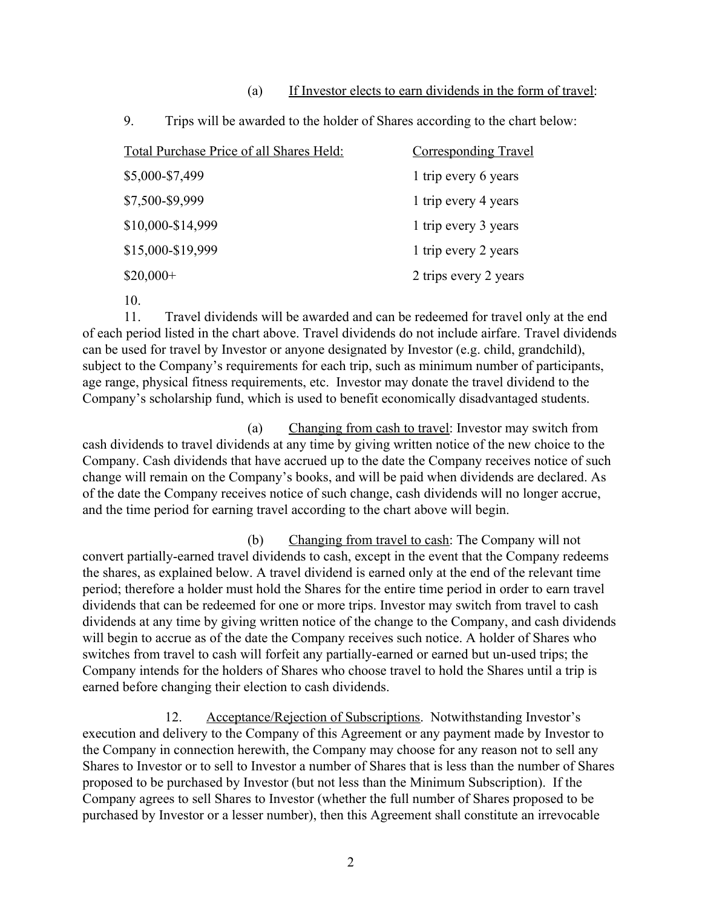(a) If Investor elects to earn dividends in the form of travel:

9. Trips will be awarded to the holder of Shares according to the chart below:

| Total Purchase Price of all Shares Held: | Corresponding Travel |
|---|---|
| $5,000-$7,499 | 1 trip every 6 years |
| $7,500-$9,999 | 1 trip every 4 years |
| $10,000-$14,999 | 1 trip every 3 years |
| $15,000-$19,999 | 1 trip every 2 years |
| $20,000+ | 2 trips every 2 years |

10.

11. Travel dividends will be awarded and can be redeemed for travel only at the end of each period listed in the chart above. Travel dividends do not include airfare. Travel dividends can be used for travel by Investor or anyone designated by Investor (e.g. child, grandchild), subject to the Company's requirements for each trip, such as minimum number of participants, age range, physical fitness requirements, etc. Investor may donate the travel dividend to the Company's scholarship fund, which is used to benefit economically disadvantaged students.

(a) Changing from cash to travel: Investor may switch from cash dividends to travel dividends at any time by giving written notice of the new choice to the Company. Cash dividends that have accrued up to the date the Company receives notice of such change will remain on the Company's books, and will be paid when dividends are declared. As of the date the Company receives notice of such change, cash dividends will no longer accrue, and the time period for earning travel according to the chart above will begin.

(b) Changing from travel to cash: The Company will not convert partially-earned travel dividends to cash, except in the event that the Company redeems the shares, as explained below. A travel dividend is earned only at the end of the relevant time period; therefore a holder must hold the Shares for the entire time period in order to earn travel dividends that can be redeemed for one or more trips. Investor may switch from travel to cash dividends at any time by giving written notice of the change to the Company, and cash dividends will begin to accrue as of the date the Company receives such notice. A holder of Shares who switches from travel to cash will forfeit any partially-earned or earned but un-used trips; the Company intends for the holders of Shares who choose travel to hold the Shares until a trip is earned before changing their election to cash dividends.

12. Acceptance/Rejection of Subscriptions. Notwithstanding Investor's execution and delivery to the Company of this Agreement or any payment made by Investor to the Company in connection herewith, the Company may choose for any reason not to sell any Shares to Investor or to sell to Investor a number of Shares that is less than the number of Shares proposed to be purchased by Investor (but not less than the Minimum Subscription). If the Company agrees to sell Shares to Investor (whether the full number of Shares proposed to be purchased by Investor or a lesser number), then this Agreement shall constitute an irrevocable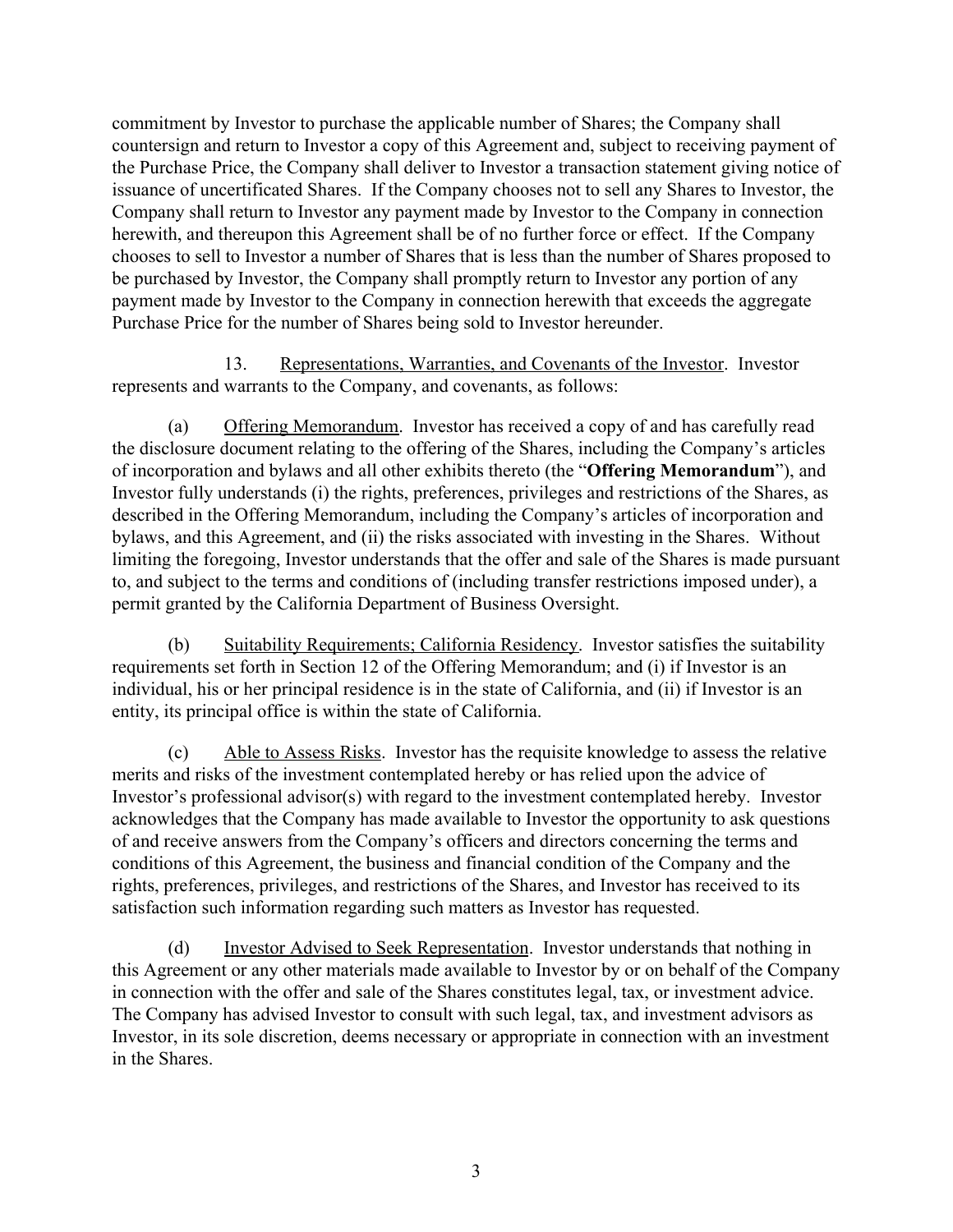commitment by Investor to purchase the applicable number of Shares; the Company shall countersign and return to Investor a copy of this Agreement and, subject to receiving payment of the Purchase Price, the Company shall deliver to Investor a transaction statement giving notice of issuance of uncertificated Shares. If the Company chooses not to sell any Shares to Investor, the Company shall return to Investor any payment made by Investor to the Company in connection herewith, and thereupon this Agreement shall be of no further force or effect. If the Company chooses to sell to Investor a number of Shares that is less than the number of Shares proposed to be purchased by Investor, the Company shall promptly return to Investor any portion of any payment made by Investor to the Company in connection herewith that exceeds the aggregate Purchase Price for the number of Shares being sold to Investor hereunder.

13. Representations, Warranties, and Covenants of the Investor. Investor represents and warrants to the Company, and covenants, as follows:

(a) Offering Memorandum. Investor has received a copy of and has carefully read the disclosure document relating to the offering of the Shares, including the Company's articles of incorporation and bylaws and all other exhibits thereto (the "**Offering Memorandum**"), and Investor fully understands (i) the rights, preferences, privileges and restrictions of the Shares, as described in the Offering Memorandum, including the Company's articles of incorporation and bylaws, and this Agreement, and (ii) the risks associated with investing in the Shares. Without limiting the foregoing, Investor understands that the offer and sale of the Shares is made pursuant to, and subject to the terms and conditions of (including transfer restrictions imposed under), a permit granted by the California Department of Business Oversight.

(b) Suitability Requirements; California Residency. Investor satisfies the suitability requirements set forth in Section 12 of the Offering Memorandum; and (i) if Investor is an individual, his or her principal residence is in the state of California, and (ii) if Investor is an entity, its principal office is within the state of California.

(c) Able to Assess Risks. Investor has the requisite knowledge to assess the relative merits and risks of the investment contemplated hereby or has relied upon the advice of Investor's professional advisor(s) with regard to the investment contemplated hereby. Investor acknowledges that the Company has made available to Investor the opportunity to ask questions of and receive answers from the Company's officers and directors concerning the terms and conditions of this Agreement, the business and financial condition of the Company and the rights, preferences, privileges, and restrictions of the Shares, and Investor has received to its satisfaction such information regarding such matters as Investor has requested.

(d) Investor Advised to Seek Representation. Investor understands that nothing in this Agreement or any other materials made available to Investor by or on behalf of the Company in connection with the offer and sale of the Shares constitutes legal, tax, or investment advice. The Company has advised Investor to consult with such legal, tax, and investment advisors as Investor, in its sole discretion, deems necessary or appropriate in connection with an investment in the Shares.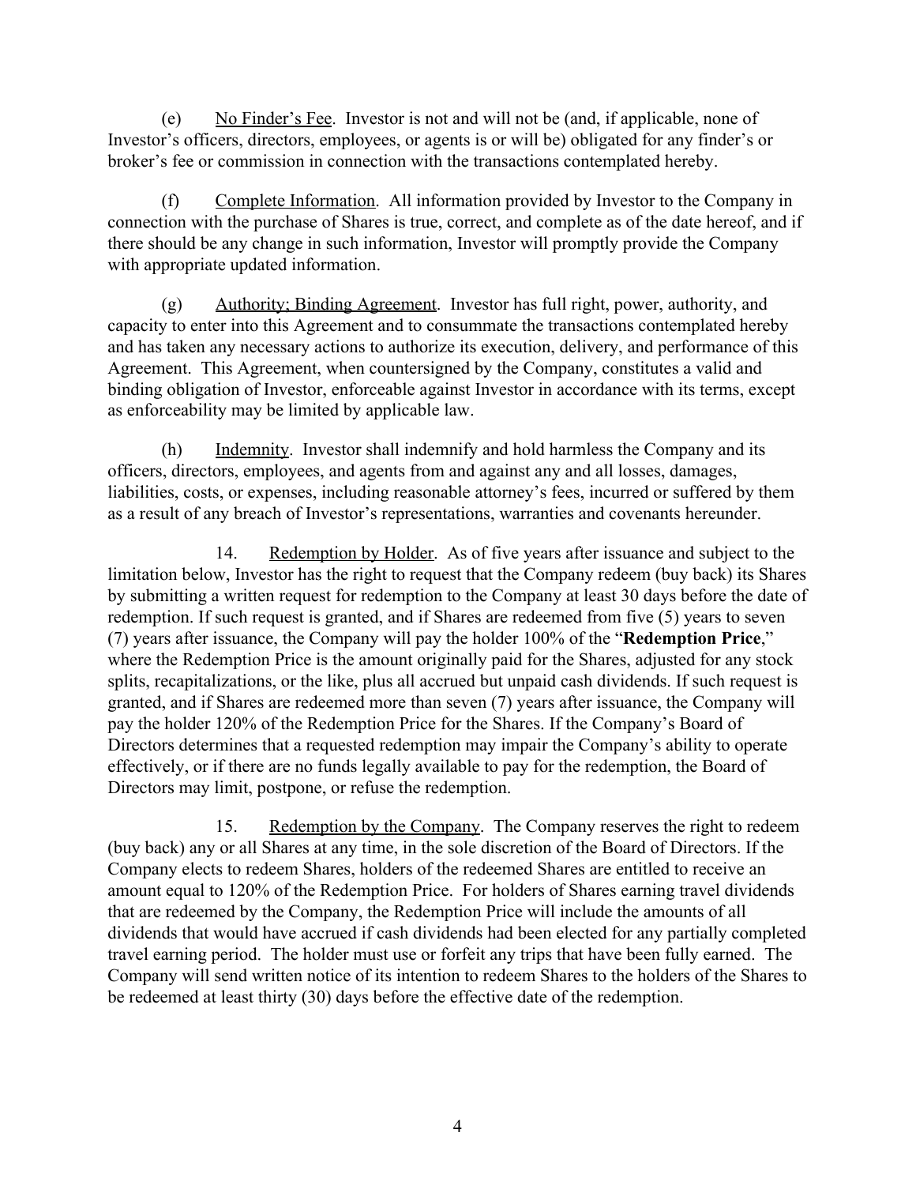(e) No Finder's Fee. Investor is not and will not be (and, if applicable, none of Investor's officers, directors, employees, or agents is or will be) obligated for any finder's or broker's fee or commission in connection with the transactions contemplated hereby.

(f) Complete Information. All information provided by Investor to the Company in connection with the purchase of Shares is true, correct, and complete as of the date hereof, and if there should be any change in such information, Investor will promptly provide the Company with appropriate updated information.

(g) Authority; Binding Agreement. Investor has full right, power, authority, and capacity to enter into this Agreement and to consummate the transactions contemplated hereby and has taken any necessary actions to authorize its execution, delivery, and performance of this Agreement. This Agreement, when countersigned by the Company, constitutes a valid and binding obligation of Investor, enforceable against Investor in accordance with its terms, except as enforceability may be limited by applicable law.

(h) Indemnity. Investor shall indemnify and hold harmless the Company and its officers, directors, employees, and agents from and against any and all losses, damages, liabilities, costs, or expenses, including reasonable attorney's fees, incurred or suffered by them as a result of any breach of Investor's representations, warranties and covenants hereunder.

14. Redemption by Holder. As of five years after issuance and subject to the limitation below, Investor has the right to request that the Company redeem (buy back) its Shares by submitting a written request for redemption to the Company at least 30 days before the date of redemption. If such request is granted, and if Shares are redeemed from five (5) years to seven (7) years after issuance, the Company will pay the holder 100% of the "**Redemption Price**," where the Redemption Price is the amount originally paid for the Shares, adjusted for any stock splits, recapitalizations, or the like, plus all accrued but unpaid cash dividends. If such request is granted, and if Shares are redeemed more than seven (7) years after issuance, the Company will pay the holder 120% of the Redemption Price for the Shares. If the Company's Board of Directors determines that a requested redemption may impair the Company's ability to operate effectively, or if there are no funds legally available to pay for the redemption, the Board of Directors may limit, postpone, or refuse the redemption.

15. Redemption by the Company. The Company reserves the right to redeem (buy back) any or all Shares at any time, in the sole discretion of the Board of Directors. If the Company elects to redeem Shares, holders of the redeemed Shares are entitled to receive an amount equal to 120% of the Redemption Price. For holders of Shares earning travel dividends that are redeemed by the Company, the Redemption Price will include the amounts of all dividends that would have accrued if cash dividends had been elected for any partially completed travel earning period. The holder must use or forfeit any trips that have been fully earned. The Company will send written notice of its intention to redeem Shares to the holders of the Shares to be redeemed at least thirty (30) days before the effective date of the redemption.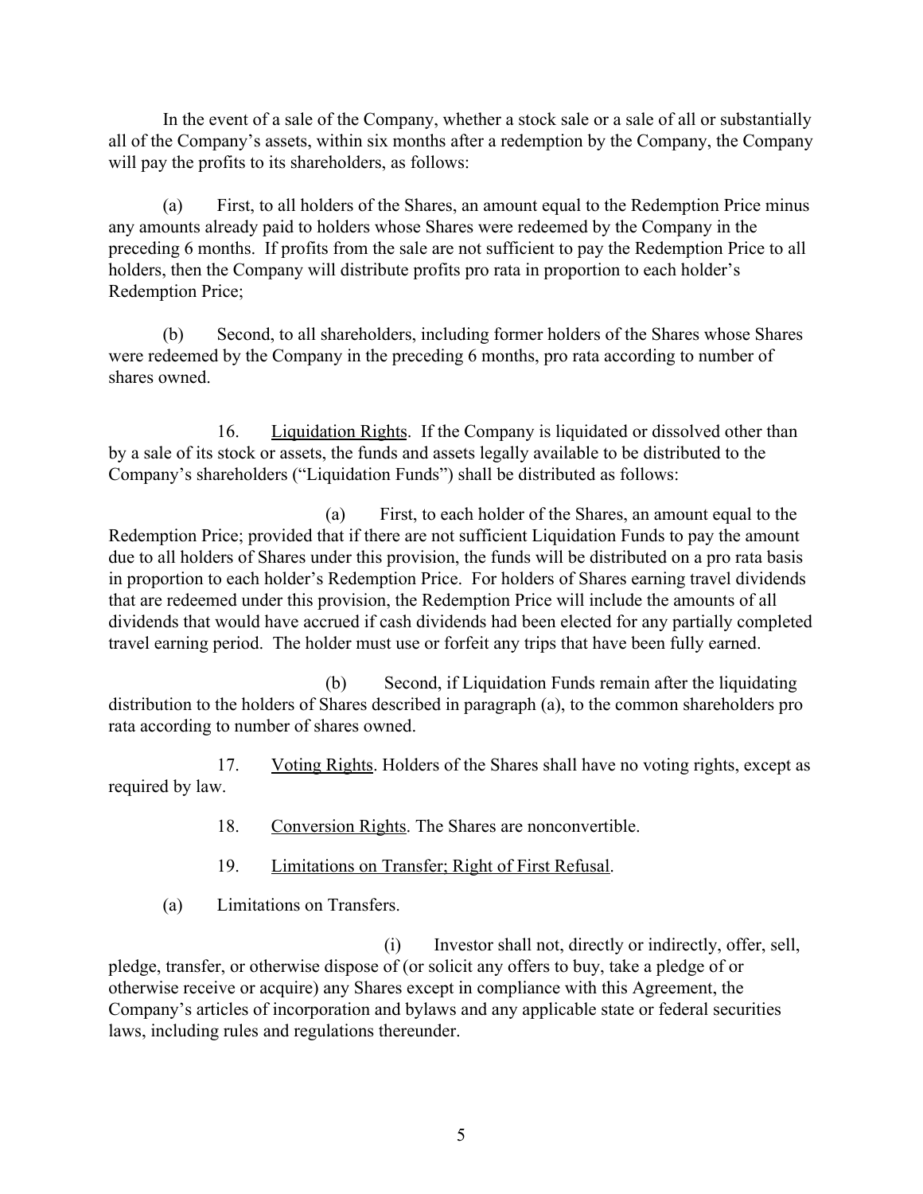In the event of a sale of the Company, whether a stock sale or a sale of all or substantially all of the Company's assets, within six months after a redemption by the Company, the Company will pay the profits to its shareholders, as follows:

(a) First, to all holders of the Shares, an amount equal to the Redemption Price minus any amounts already paid to holders whose Shares were redeemed by the Company in the preceding 6 months. If profits from the sale are not sufficient to pay the Redemption Price to all holders, then the Company will distribute profits pro rata in proportion to each holder's Redemption Price;

(b) Second, to all shareholders, including former holders of the Shares whose Shares were redeemed by the Company in the preceding 6 months, pro rata according to number of shares owned.

16. Liquidation Rights. If the Company is liquidated or dissolved other than by a sale of its stock or assets, the funds and assets legally available to be distributed to the Company's shareholders ("Liquidation Funds") shall be distributed as follows:

(a) First, to each holder of the Shares, an amount equal to the Redemption Price; provided that if there are not sufficient Liquidation Funds to pay the amount due to all holders of Shares under this provision, the funds will be distributed on a pro rata basis in proportion to each holder's Redemption Price. For holders of Shares earning travel dividends that are redeemed under this provision, the Redemption Price will include the amounts of all dividends that would have accrued if cash dividends had been elected for any partially completed travel earning period. The holder must use or forfeit any trips that have been fully earned.

(b) Second, if Liquidation Funds remain after the liquidating distribution to the holders of Shares described in paragraph (a), to the common shareholders pro rata according to number of shares owned.

17. Voting Rights. Holders of the Shares shall have no voting rights, except as required by law.

18. Conversion Rights. The Shares are nonconvertible.

19. Limitations on Transfer; Right of First Refusal.

(a) Limitations on Transfers.

(i) Investor shall not, directly or indirectly, offer, sell, pledge, transfer, or otherwise dispose of (or solicit any offers to buy, take a pledge of or otherwise receive or acquire) any Shares except in compliance with this Agreement, the Company's articles of incorporation and bylaws and any applicable state or federal securities laws, including rules and regulations thereunder.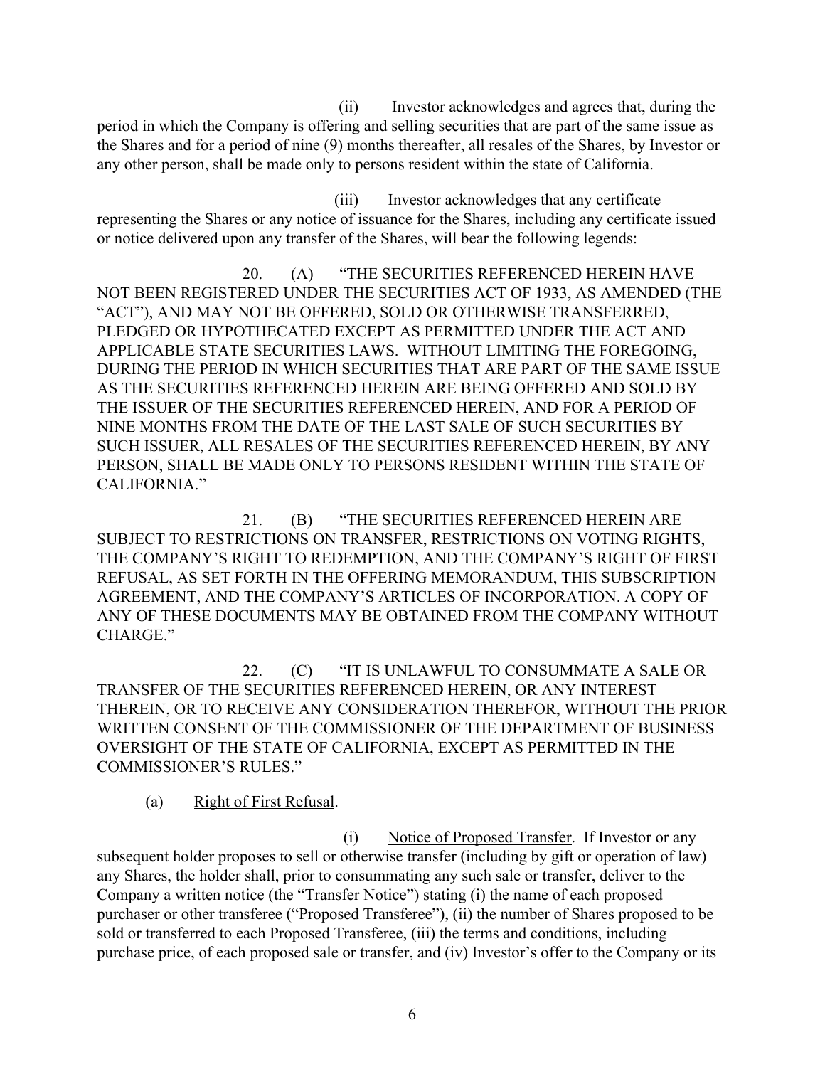(ii) Investor acknowledges and agrees that, during the period in which the Company is offering and selling securities that are part of the same issue as the Shares and for a period of nine (9) months thereafter, all resales of the Shares, by Investor or any other person, shall be made only to persons resident within the state of California.

(iii) Investor acknowledges that any certificate representing the Shares or any notice of issuance for the Shares, including any certificate issued or notice delivered upon any transfer of the Shares, will bear the following legends:

20. (A) "THE SECURITIES REFERENCED HEREIN HAVE NOT BEEN REGISTERED UNDER THE SECURITIES ACT OF 1933, AS AMENDED (THE "ACT"), AND MAY NOT BE OFFERED, SOLD OR OTHERWISE TRANSFERRED, PLEDGED OR HYPOTHECATED EXCEPT AS PERMITTED UNDER THE ACT AND APPLICABLE STATE SECURITIES LAWS. WITHOUT LIMITING THE FOREGOING, DURING THE PERIOD IN WHICH SECURITIES THAT ARE PART OF THE SAME ISSUE AS THE SECURITIES REFERENCED HEREIN ARE BEING OFFERED AND SOLD BY THE ISSUER OF THE SECURITIES REFERENCED HEREIN, AND FOR A PERIOD OF NINE MONTHS FROM THE DATE OF THE LAST SALE OF SUCH SECURITIES BY SUCH ISSUER, ALL RESALES OF THE SECURITIES REFERENCED HEREIN, BY ANY PERSON, SHALL BE MADE ONLY TO PERSONS RESIDENT WITHIN THE STATE OF CALIFORNIA."

21. (B) "THE SECURITIES REFERENCED HEREIN ARE SUBJECT TO RESTRICTIONS ON TRANSFER, RESTRICTIONS ON VOTING RIGHTS, THE COMPANY'S RIGHT TO REDEMPTION, AND THE COMPANY'S RIGHT OF FIRST REFUSAL, AS SET FORTH IN THE OFFERING MEMORANDUM, THIS SUBSCRIPTION AGREEMENT, AND THE COMPANY'S ARTICLES OF INCORPORATION. A COPY OF ANY OF THESE DOCUMENTS MAY BE OBTAINED FROM THE COMPANY WITHOUT CHARGE."

22. (C) "IT IS UNLAWFUL TO CONSUMMATE A SALE OR TRANSFER OF THE SECURITIES REFERENCED HEREIN, OR ANY INTEREST THEREIN, OR TO RECEIVE ANY CONSIDERATION THEREFOR, WITHOUT THE PRIOR WRITTEN CONSENT OF THE COMMISSIONER OF THE DEPARTMENT OF BUSINESS OVERSIGHT OF THE STATE OF CALIFORNIA, EXCEPT AS PERMITTED IN THE COMMISSIONER'S RULES."

(a) Right of First Refusal.

(i) Notice of Proposed Transfer. If Investor or any subsequent holder proposes to sell or otherwise transfer (including by gift or operation of law) any Shares, the holder shall, prior to consummating any such sale or transfer, deliver to the Company a written notice (the "Transfer Notice") stating (i) the name of each proposed purchaser or other transferee ("Proposed Transferee"), (ii) the number of Shares proposed to be sold or transferred to each Proposed Transferee, (iii) the terms and conditions, including purchase price, of each proposed sale or transfer, and (iv) Investor's offer to the Company or its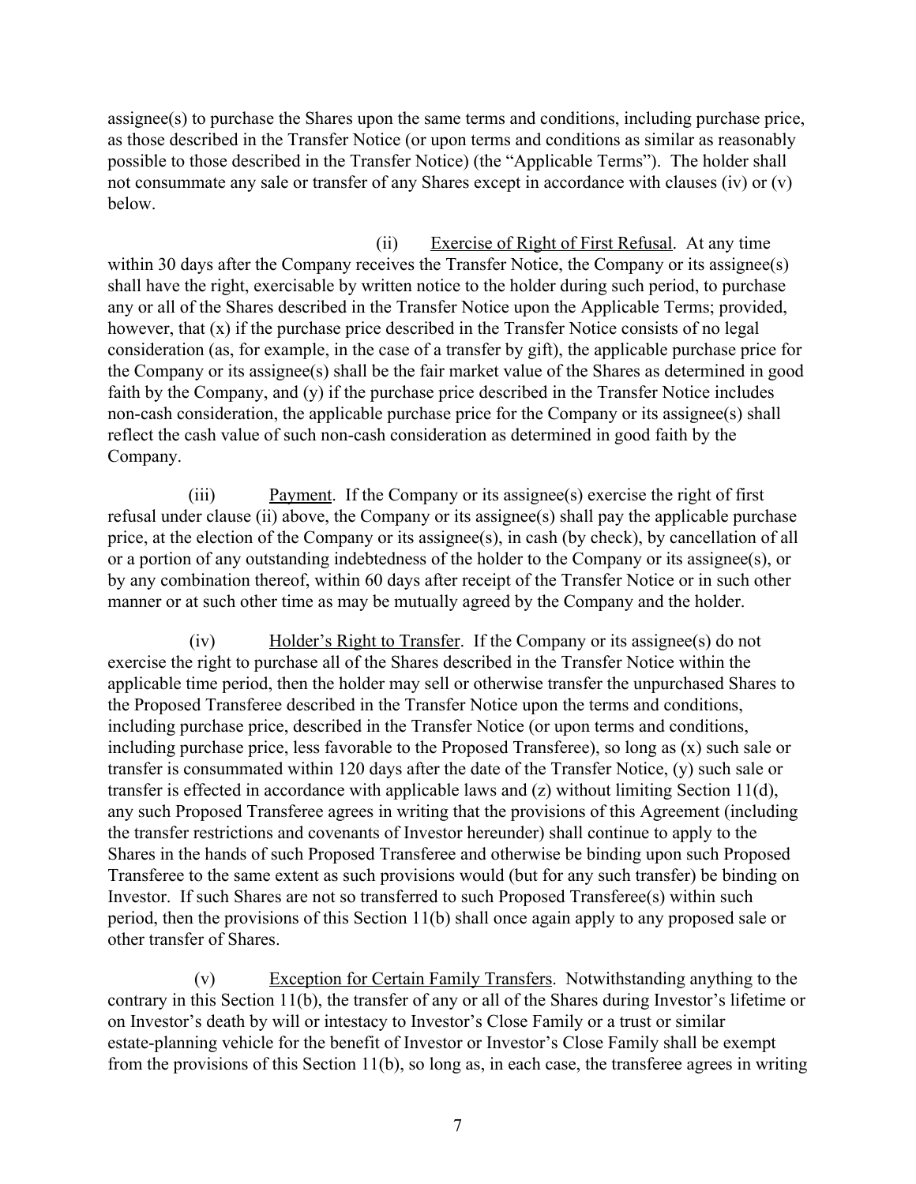assignee(s) to purchase the Shares upon the same terms and conditions, including purchase price, as those described in the Transfer Notice (or upon terms and conditions as similar as reasonably possible to those described in the Transfer Notice) (the "Applicable Terms"). The holder shall not consummate any sale or transfer of any Shares except in accordance with clauses (iv) or (v) below.

(ii) Exercise of Right of First Refusal. At any time within 30 days after the Company receives the Transfer Notice, the Company or its assignee(s) shall have the right, exercisable by written notice to the holder during such period, to purchase any or all of the Shares described in the Transfer Notice upon the Applicable Terms; provided, however, that (x) if the purchase price described in the Transfer Notice consists of no legal consideration (as, for example, in the case of a transfer by gift), the applicable purchase price for the Company or its assignee(s) shall be the fair market value of the Shares as determined in good faith by the Company, and (y) if the purchase price described in the Transfer Notice includes non-cash consideration, the applicable purchase price for the Company or its assignee(s) shall reflect the cash value of such non-cash consideration as determined in good faith by the Company.

(iii) Payment. If the Company or its assignee(s) exercise the right of first refusal under clause (ii) above, the Company or its assignee(s) shall pay the applicable purchase price, at the election of the Company or its assignee(s), in cash (by check), by cancellation of all or a portion of any outstanding indebtedness of the holder to the Company or its assignee(s), or by any combination thereof, within 60 days after receipt of the Transfer Notice or in such other manner or at such other time as may be mutually agreed by the Company and the holder.

(iv) Holder's Right to Transfer. If the Company or its assignee(s) do not exercise the right to purchase all of the Shares described in the Transfer Notice within the applicable time period, then the holder may sell or otherwise transfer the unpurchased Shares to the Proposed Transferee described in the Transfer Notice upon the terms and conditions, including purchase price, described in the Transfer Notice (or upon terms and conditions, including purchase price, less favorable to the Proposed Transferee), so long as (x) such sale or transfer is consummated within 120 days after the date of the Transfer Notice, (y) such sale or transfer is effected in accordance with applicable laws and (z) without limiting Section 11(d), any such Proposed Transferee agrees in writing that the provisions of this Agreement (including the transfer restrictions and covenants of Investor hereunder) shall continue to apply to the Shares in the hands of such Proposed Transferee and otherwise be binding upon such Proposed Transferee to the same extent as such provisions would (but for any such transfer) be binding on Investor. If such Shares are not so transferred to such Proposed Transferee(s) within such period, then the provisions of this Section 11(b) shall once again apply to any proposed sale or other transfer of Shares.

(v) Exception for Certain Family Transfers. Notwithstanding anything to the contrary in this Section 11(b), the transfer of any or all of the Shares during Investor's lifetime or on Investor's death by will or intestacy to Investor's Close Family or a trust or similar estate-planning vehicle for the benefit of Investor or Investor's Close Family shall be exempt from the provisions of this Section 11(b), so long as, in each case, the transferee agrees in writing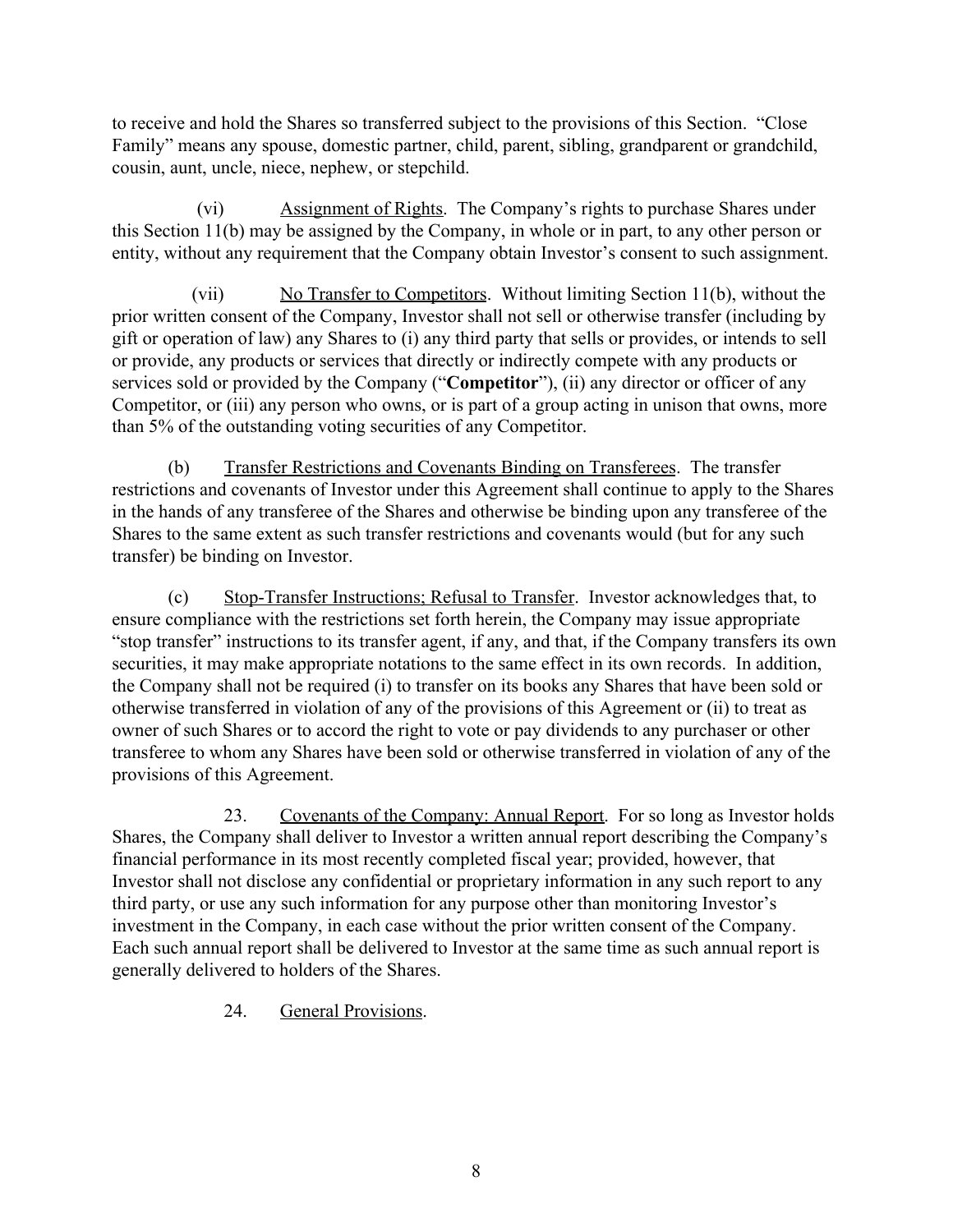to receive and hold the Shares so transferred subject to the provisions of this Section. "Close Family" means any spouse, domestic partner, child, parent, sibling, grandparent or grandchild, cousin, aunt, uncle, niece, nephew, or stepchild.

(vi) Assignment of Rights. The Company's rights to purchase Shares under this Section 11(b) may be assigned by the Company, in whole or in part, to any other person or entity, without any requirement that the Company obtain Investor's consent to such assignment.

(vii) No Transfer to Competitors. Without limiting Section 11(b), without the prior written consent of the Company, Investor shall not sell or otherwise transfer (including by gift or operation of law) any Shares to (i) any third party that sells or provides, or intends to sell or provide, any products or services that directly or indirectly compete with any products or services sold or provided by the Company ("**Competitor**"), (ii) any director or officer of any Competitor, or (iii) any person who owns, or is part of a group acting in unison that owns, more than 5% of the outstanding voting securities of any Competitor.

(b) Transfer Restrictions and Covenants Binding on Transferees. The transfer restrictions and covenants of Investor under this Agreement shall continue to apply to the Shares in the hands of any transferee of the Shares and otherwise be binding upon any transferee of the Shares to the same extent as such transfer restrictions and covenants would (but for any such transfer) be binding on Investor.

(c) Stop-Transfer Instructions; Refusal to Transfer. Investor acknowledges that, to ensure compliance with the restrictions set forth herein, the Company may issue appropriate "stop transfer" instructions to its transfer agent, if any, and that, if the Company transfers its own securities, it may make appropriate notations to the same effect in its own records. In addition, the Company shall not be required (i) to transfer on its books any Shares that have been sold or otherwise transferred in violation of any of the provisions of this Agreement or (ii) to treat as owner of such Shares or to accord the right to vote or pay dividends to any purchaser or other transferee to whom any Shares have been sold or otherwise transferred in violation of any of the provisions of this Agreement.

23. Covenants of the Company: Annual Report. For so long as Investor holds Shares, the Company shall deliver to Investor a written annual report describing the Company's financial performance in its most recently completed fiscal year; provided, however, that Investor shall not disclose any confidential or proprietary information in any such report to any third party, or use any such information for any purpose other than monitoring Investor's investment in the Company, in each case without the prior written consent of the Company. Each such annual report shall be delivered to Investor at the same time as such annual report is generally delivered to holders of the Shares.

24. General Provisions.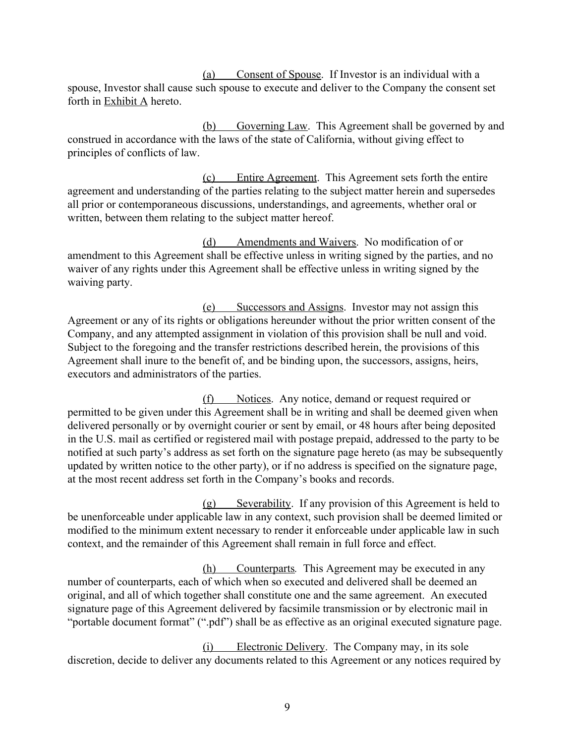(a) Consent of Spouse. If Investor is an individual with a spouse, Investor shall cause such spouse to execute and deliver to the Company the consent set forth in Exhibit A hereto.

(b) Governing Law. This Agreement shall be governed by and construed in accordance with the laws of the state of California, without giving effect to principles of conflicts of law.

(c) Entire Agreement. This Agreement sets forth the entire agreement and understanding of the parties relating to the subject matter herein and supersedes all prior or contemporaneous discussions, understandings, and agreements, whether oral or written, between them relating to the subject matter hereof.

(d) Amendments and Waivers. No modification of or amendment to this Agreement shall be effective unless in writing signed by the parties, and no waiver of any rights under this Agreement shall be effective unless in writing signed by the waiving party.

(e) Successors and Assigns. Investor may not assign this Agreement or any of its rights or obligations hereunder without the prior written consent of the Company, and any attempted assignment in violation of this provision shall be null and void. Subject to the foregoing and the transfer restrictions described herein, the provisions of this Agreement shall inure to the benefit of, and be binding upon, the successors, assigns, heirs, executors and administrators of the parties.

(f) Notices. Any notice, demand or request required or permitted to be given under this Agreement shall be in writing and shall be deemed given when delivered personally or by overnight courier or sent by email, or 48 hours after being deposited in the U.S. mail as certified or registered mail with postage prepaid, addressed to the party to be notified at such party's address as set forth on the signature page hereto (as may be subsequently updated by written notice to the other party), or if no address is specified on the signature page, at the most recent address set forth in the Company's books and records.

(g) Severability. If any provision of this Agreement is held to be unenforceable under applicable law in any context, such provision shall be deemed limited or modified to the minimum extent necessary to render it enforceable under applicable law in such context, and the remainder of this Agreement shall remain in full force and effect.

(h) Counterparts. This Agreement may be executed in any number of counterparts, each of which when so executed and delivered shall be deemed an original, and all of which together shall constitute one and the same agreement. An executed signature page of this Agreement delivered by facsimile transmission or by electronic mail in "portable document format" (".pdf") shall be as effective as an original executed signature page.

(i) Electronic Delivery. The Company may, in its sole discretion, decide to deliver any documents related to this Agreement or any notices required by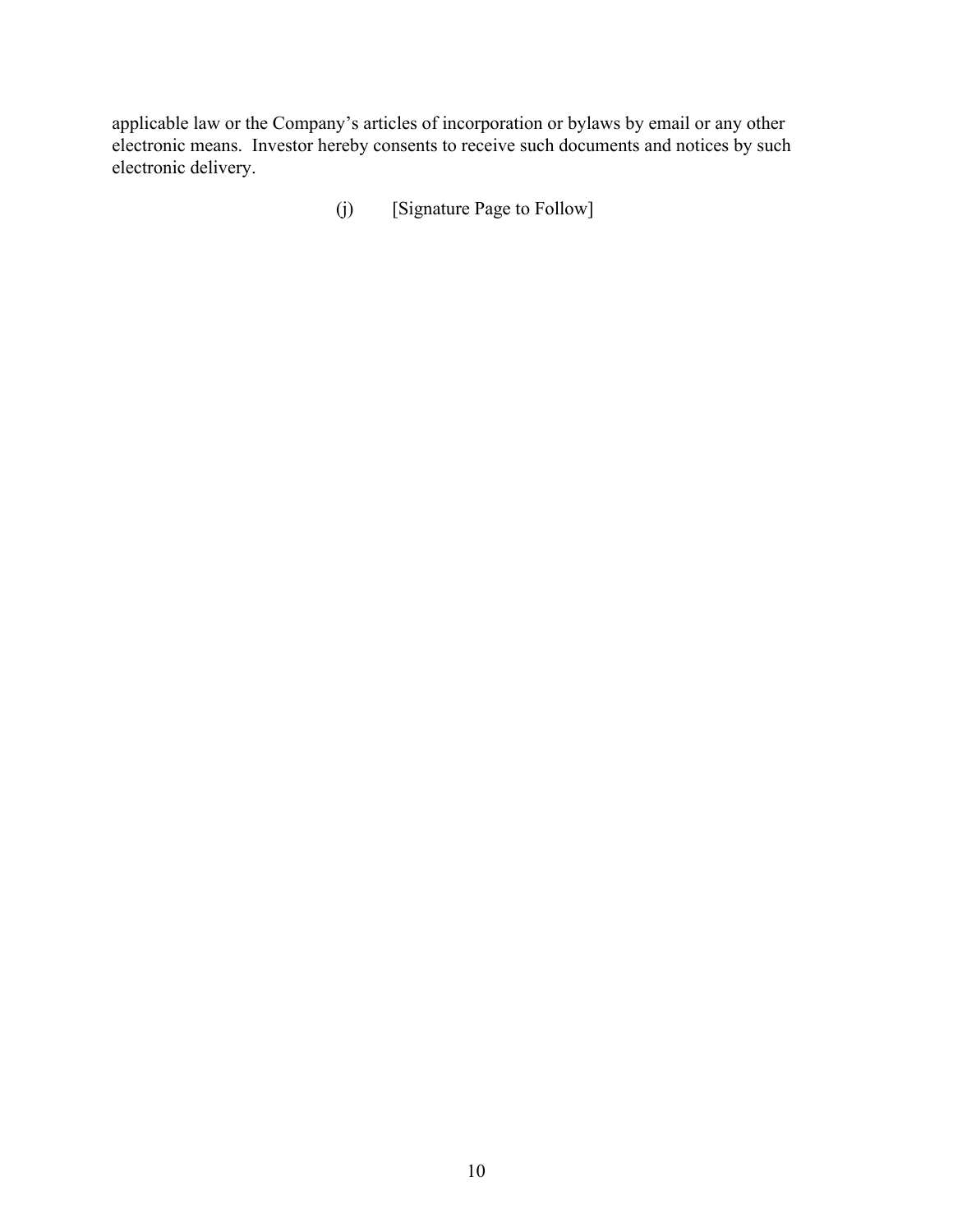applicable law or the Company's articles of incorporation or bylaws by email or any other electronic means. Investor hereby consents to receive such documents and notices by such electronic delivery.

(j) [Signature Page to Follow]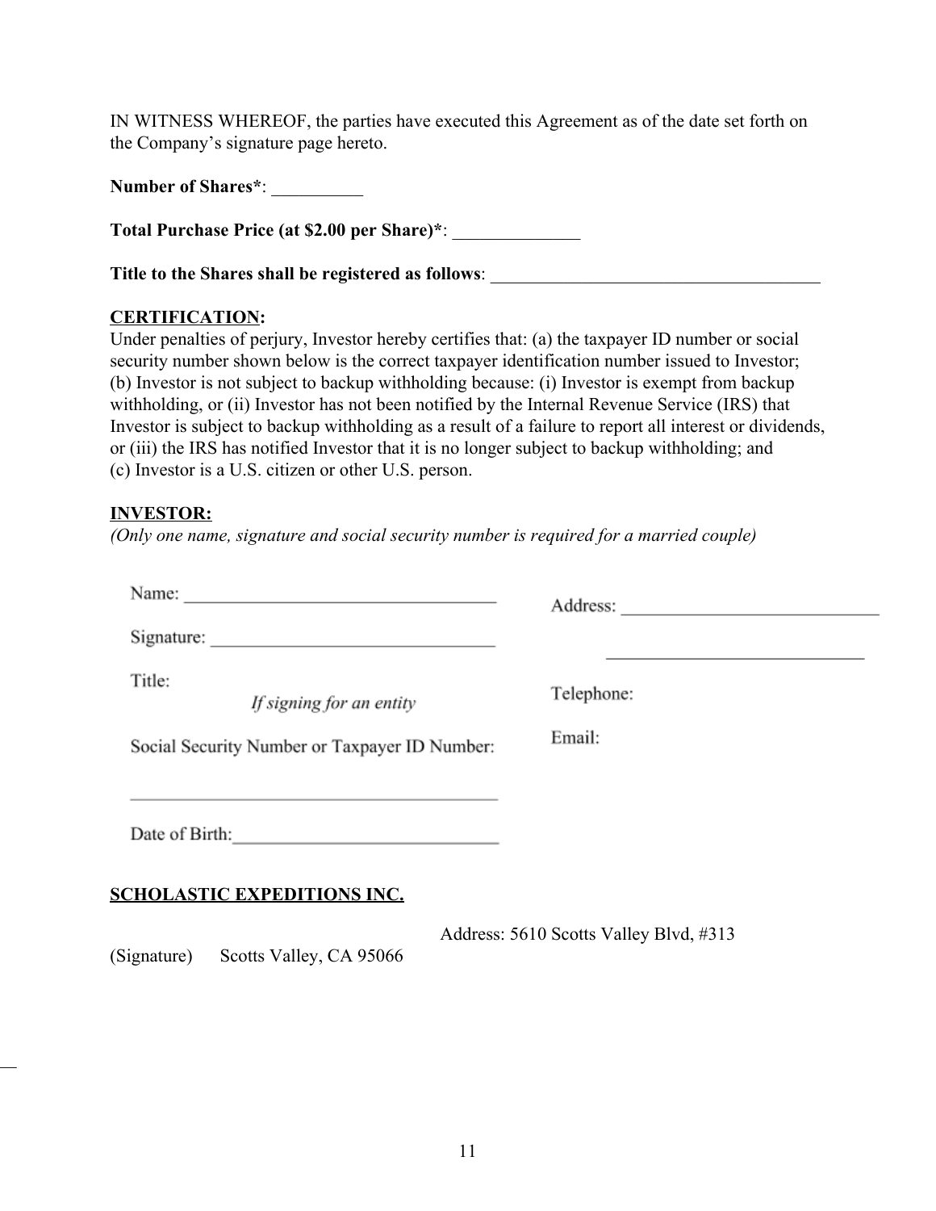IN WITNESS WHEREOF, the parties have executed this Agreement as of the date set forth on the Company's signature page hereto.

**Number of Shares***: __________

**Total Purchase Price (at $2.00 per Share)***: ______________

**Title to the Shares shall be registered as follows**: _____________________________________

**CERTIFICATION:**

Under penalties of perjury, Investor hereby certifies that: (a) the taxpayer ID number or social security number shown below is the correct taxpayer identification number issued to Investor; (b) Investor is not subject to backup withholding because: (i) Investor is exempt from backup withholding, or (ii) Investor has not been notified by the Internal Revenue Service (IRS) that Investor is subject to backup withholding as a result of a failure to report all interest or dividends, or (iii) the IRS has notified Investor that it is no longer subject to backup withholding; and (c) Investor is a U.S. citizen or other U.S. person.

**INVESTOR:**

*(Only one name, signature and social security number is required for a married couple)*

Name: ___________________________________

Signature: _______________________________

Title:
*If signing for an entity*

Social Security Number or Taxpayer ID Number:

_________________________________________

Date of Birth: _____________________________

Address: ____________________________

____________________________

Telephone:

Email:

**SCHOLASTIC EXPEDITIONS INC.**

(Signature)

Address: 5610 Scotts Valley Blvd, #313
Scotts Valley, CA 95066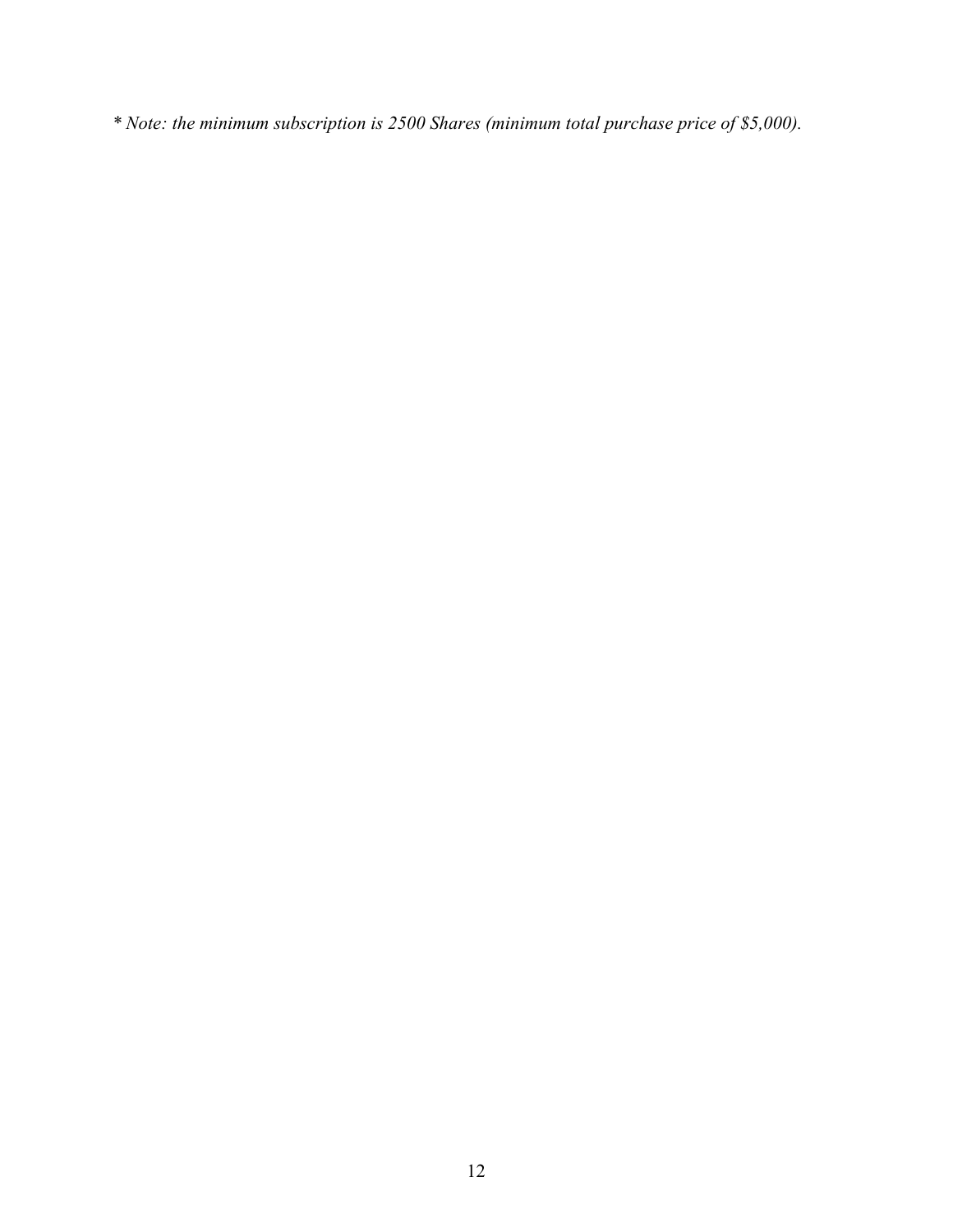*\* Note: the minimum subscription is 2500 Shares (minimum total purchase price of $5,000).*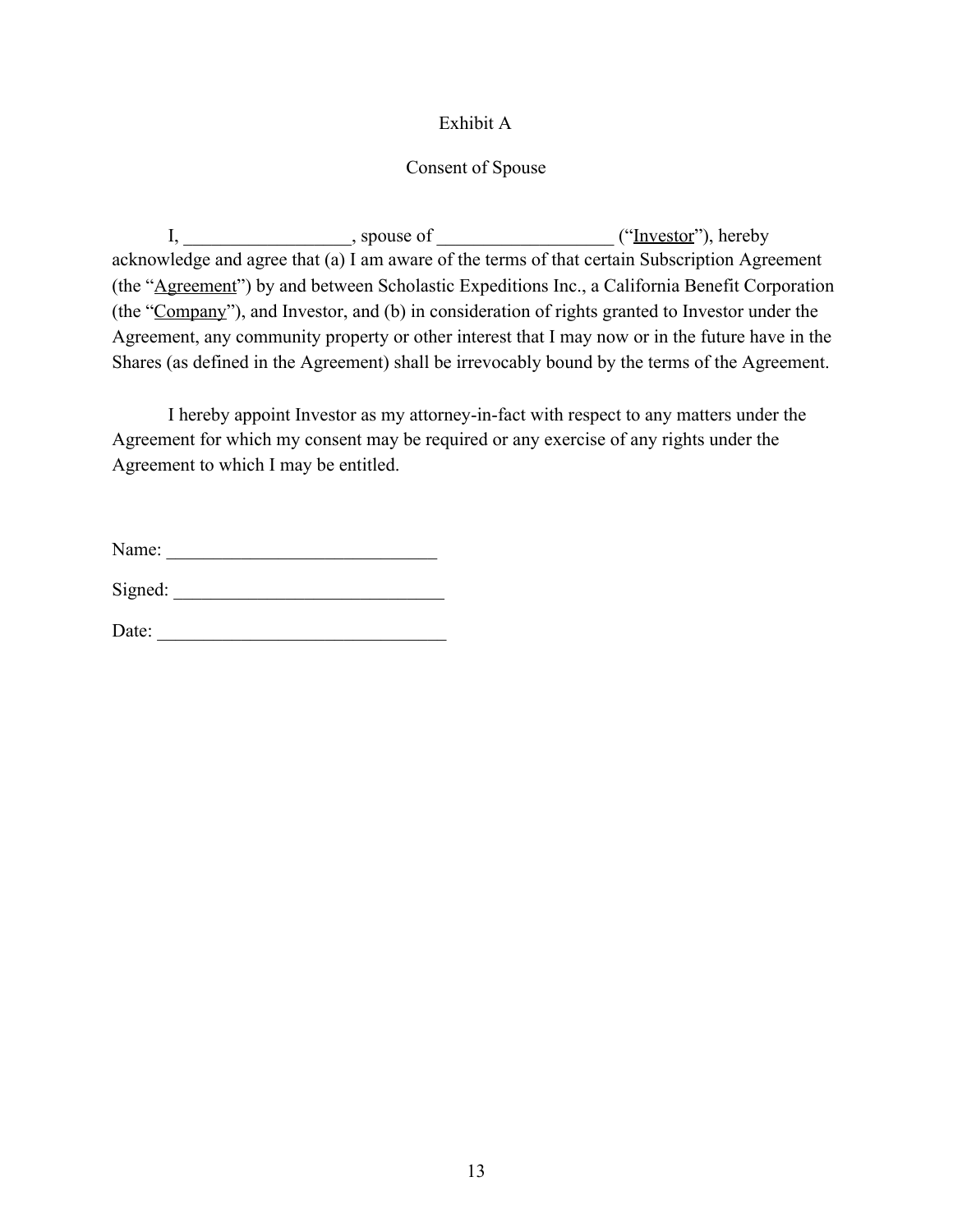Exhibit A

Consent of Spouse

I, __________________, spouse of __________________ ("Investor"), hereby acknowledge and agree that (a) I am aware of the terms of that certain Subscription Agreement (the "Agreement") by and between Scholastic Expeditions Inc., a California Benefit Corporation (the "Company"), and Investor, and (b) in consideration of rights granted to Investor under the Agreement, any community property or other interest that I may now or in the future have in the Shares (as defined in the Agreement) shall be irrevocably bound by the terms of the Agreement.

I hereby appoint Investor as my attorney-in-fact with respect to any matters under the Agreement for which my consent may be required or any exercise of any rights under the Agreement to which I may be entitled.

Name: _____________________________

Signed: ____________________________

Date: ______________________________